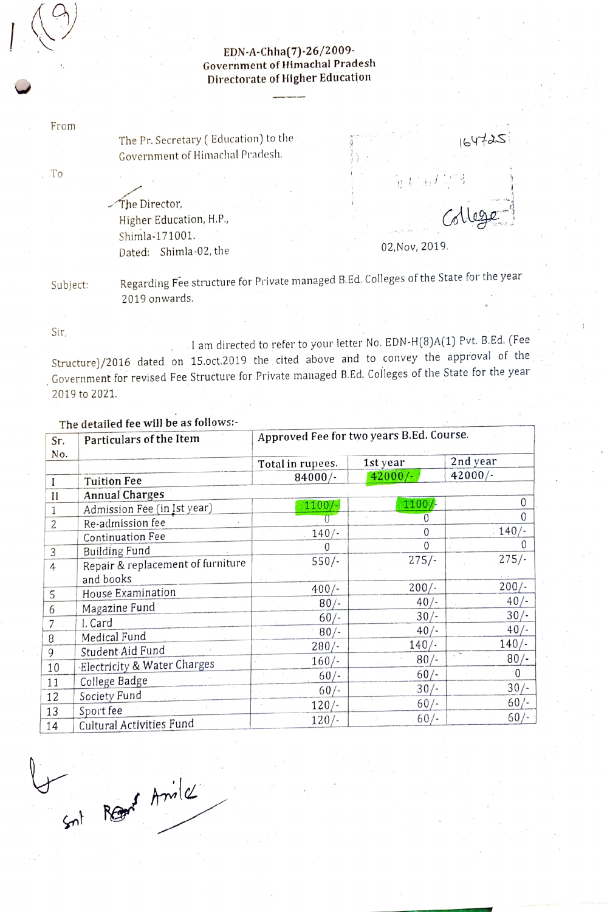EDN-A-Chha(7)-26/2009-
Government of Himachal Pradesh
Directorate of Higher Education

From

The Pr. Secretary ( Education) to the Government of Himachal Pradesh.

To

The Director,
Higher Education, H.P.,
Shimla-171001.

Dated: Shimla-02, the 02,Nov, 2019.

Subject: Regarding Fee structure for Private managed B.Ed. Colleges of the State for the year 2019 onwards.

Sir,

I am directed to refer to your letter No. EDN-H(8)A(1) Pvt. B.Ed. (Fee Structure)/2016 dated on 15.oct.2019 the cited above and to convey the approval of the Government for revised Fee Structure for Private managed B.Ed. Colleges of the State for the year 2019 to 2021.

The detailed fee will be as follows:-

| Sr. No. | Particulars of the Item | Approved Fee for two years B.Ed. Course. | | |
|---|---|---|---|---|
| | | Total in rupees. | 1st year | 2nd year |
| I | Tuition Fee | 84000/- | 42000/- | 42000/- |
| II | Annual Charges | | | |
| 1 | Admission Fee (in Ist year) | 1100/- | 1100/- | 0 |
| 2 | Re-admission fee | 0 | 0 | 0 |
| | Continuation Fee | 140/- | 0 | 140/- |
| 3 | Building Fund | 0 | 0 | 0 |
| 4 | Repair & replacement of furniture and books | 550/- | 275/- | 275/- |
| 5 | House Examination | 400/- | 200/- | 200/- |
| 6 | Magazine Fund | 80/- | 40/- | 40/- |
| 7 | I. Card | 60/- | 30/- | 30/- |
| 8 | Medical Fund | 80/- | 40/- | 40/- |
| 9 | Student Aid Fund | 280/- | 140/- | 140/- |
| 10 | Electricity & Water Charges | 160/- | 80/- | 80/- |
| 11 | College Badge | 60/- | 60/- | 0 |
| 12 | Society Fund | 60/- | 30/- | 30/- |
| 13 | Sport fee | 120/- | 60/- | 60/- |
| 14 | Cultural Activities Fund | 120/- | 60/- | 60/- |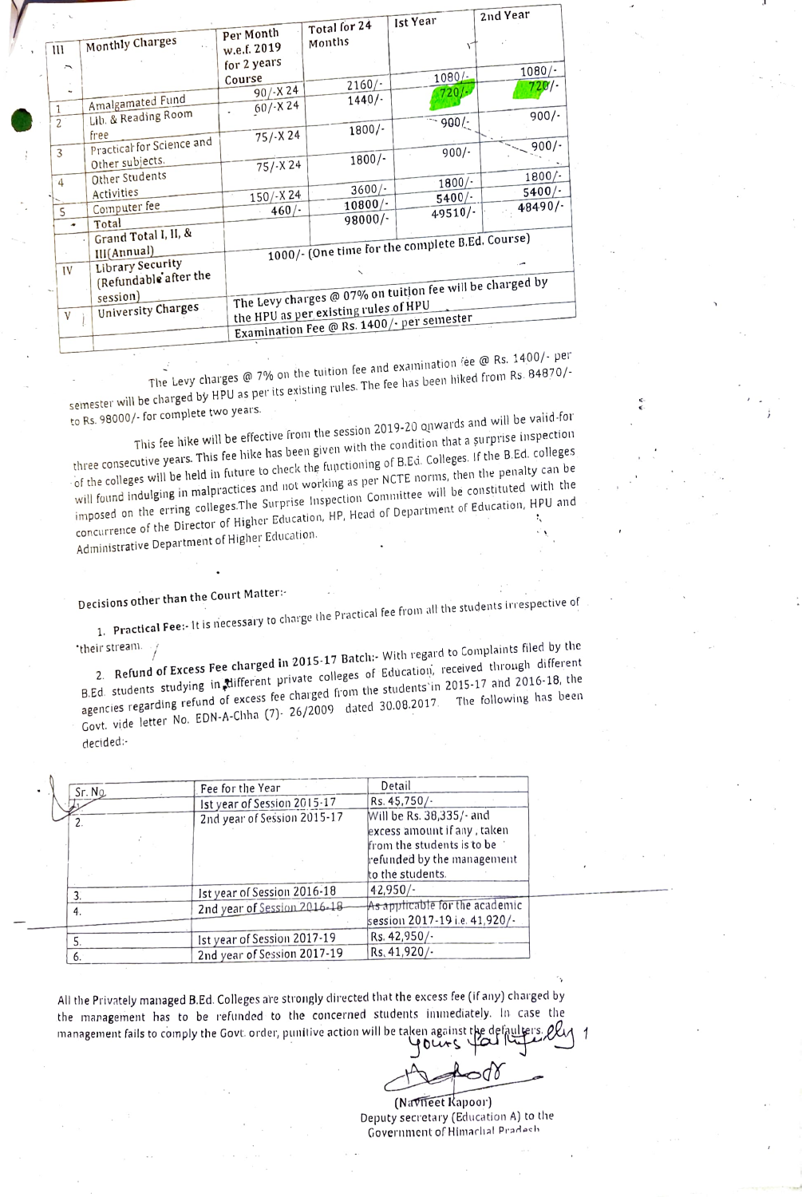| III | Monthly Charges | Per Month w.e.f. 2019 for 2 years Course | Total for 24 Months | Ist Year | 2nd Year |
|---|---|---|---|---|---|
| 1 | Amalgamated Fund | 90/-X 24 | 2160/- | 1080/- | 1080/- |
| 2 | Lib. & Reading Room free | 60/-X 24 | 1440/- | 720/- | 720/- |
| 3 | Practical for Science and Other subjects. | 75/-X 24 | 1800/- | 900/- | 900/- |
| 4 | Other Students Activities | 75/-X 24 | 1800/- | 900/- | 900/- |
| 5 | Computer fee | 150/-X 24 | 3600/- | 1800/- | 1800/- |
| • | Total | 460/- | 10800/- | 5400/- | 5400/- |
| | Grand Total I, II, & III(Annual) | | 98000/- | 49510/- | 48490/- |
| IV | Library Security (Refundable after the session) | 1000/- (One time for the complete B.Ed. Course) | | | |
| V | University Charges | The Levy charges @ 07% on tuition fee will be charged by the HPU as per existing rules of HPU | | | |
| | | Examination Fee @ Rs. 1400/- per semester | | | |

The Levy charges @ 7% on the tuition fee and examination fee @ Rs. 1400/- per semester will be charged by HPU as per its existing rules. The fee has been hiked from Rs. 84870/- to Rs. 98000/- for complete two years.

This fee hike will be effective from the session 2019-20 onwards and will be valid for three consecutive years. This fee hike has been given with the condition that a surprise inspection of the colleges will be held in future to check the functioning of B.Ed. Colleges. If the B.Ed. colleges will found indulging in malpractices and not working as per NCTE norms, then the penalty can be imposed on the erring colleges.The Surprise Inspection Committee will be constituted with the concurrence of the Director of Higher Education, HP, Head of Department of Education, HPU and Administrative Department of Higher Education.

**Decisions other than the Court Matter:-**

1. **Practical Fee:-** It is necessary to charge the Practical fee from all the students irrespective of their stream.

2. **Refund of Excess Fee charged in 2015-17 Batch:-** With regard to Complaints filed by the B.Ed. students studying in different private colleges of Education, received through different agencies regarding refund of excess fee charged from the students in 2015-17 and 2016-18, the Govt. vide letter No. EDN-A-Chha (7)- 26/2009 dated 30.08.2017. The following has been decided:-

| Sr. No. | Fee for the Year | Detail |
|---|---|---|
| 1. | Ist year of Session 2015-17 | Rs. 45,750/- |
| 2. | 2nd year of Session 2015-17 | Will be Rs. 38,335/- and excess amount if any, taken from the students is to be refunded by the management to the students. |
| 3. | Ist year of Session 2016-18 | 42,950/- |
| 4. | 2nd year of Session 2016-18 | As applicable for the academic session 2017-19 i.e. 41,920/- |
| 5. | Ist year of Session 2017-19 | Rs. 42,950/- |
| 6. | 2nd year of Session 2017-19 | Rs. 41,920/- |

All the Privately managed B.Ed. Colleges are strongly directed that the excess fee (if any) charged by the management has to be refunded to the concerned students immediately. In case the management fails to comply the Govt. order, punitive action will be taken against the defaulters.

Yours faithfully

(Navneet Kapoor)
Deputy secretary (Education A) to the Government of Himachal Pradesh